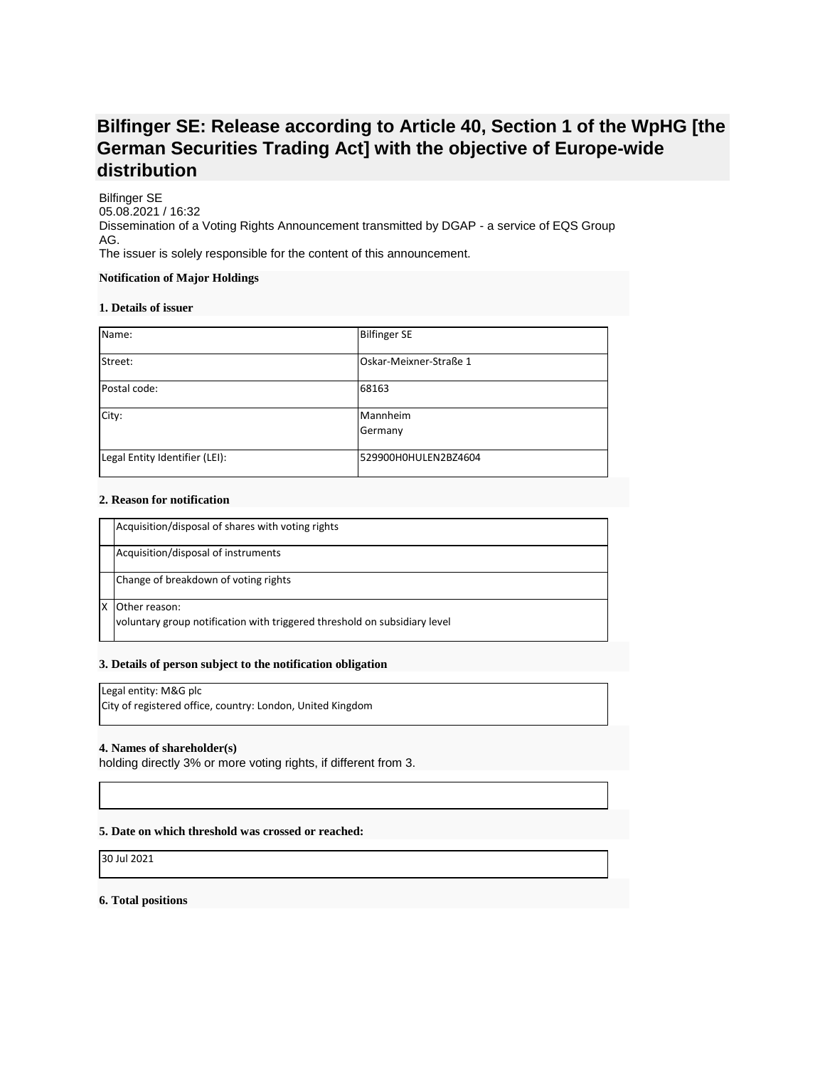# Bilfinger SE: Release according to Article 40, Section 1 of the WpHG [the German Securities Trading Act] with the objective of Europe-wide distribution

Bilfinger SE
05.08.2021 / 16:32
Dissemination of a Voting Rights Announcement transmitted by DGAP - a service of EQS Group AG.
The issuer is solely responsible for the content of this announcement.

**Notification of Major Holdings**

**1. Details of issuer**

| | |
|---|---|
| Name: | Bilfinger SE |
| Street: | Oskar-Meixner-Straße 1 |
| Postal code: | 68163 |
| City: | Mannheim<br>Germany |
| Legal Entity Identifier (LEI): | 529900H0HULEN2BZ4604 |

**2. Reason for notification**

| | |
|---|---|
| | Acquisition/disposal of shares with voting rights |
| | Acquisition/disposal of instruments |
| | Change of breakdown of voting rights |
| X | Other reason:<br>voluntary group notification with triggered threshold on subsidiary level |

**3. Details of person subject to the notification obligation**

Legal entity: M&G plc
City of registered office, country: London, United Kingdom

**4. Names of shareholder(s)**
holding directly 3% or more voting rights, if different from 3.

**5. Date on which threshold was crossed or reached:**

30 Jul 2021

**6. Total positions**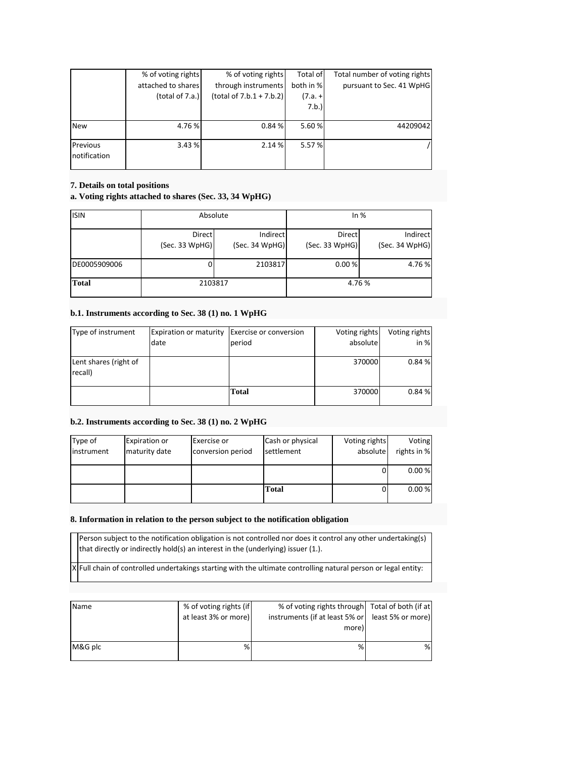| | % of voting rights attached to shares (total of 7.a.) | % of voting rights through instruments (total of 7.b.1 + 7.b.2) | Total of both in % (7.a. + 7.b.) | Total number of voting rights pursuant to Sec. 41 WpHG |
|---|---|---|---|---|
| New | 4.76 % | 0.84 % | 5.60 % | 44209042 |
| Previous notification | 3.43 % | 2.14 % | 5.57 % | / |

### 7. Details on total positions

### a. Voting rights attached to shares (Sec. 33, 34 WpHG)

| ISIN | Absolute | | In % | |
|---|---|---|---|---|
| | Direct (Sec. 33 WpHG) | Indirect (Sec. 34 WpHG) | Direct (Sec. 33 WpHG) | Indirect (Sec. 34 WpHG) |
| DE0005909006 | 0 | 2103817 | 0.00 % | 4.76 % |
| **Total** | 2103817 | | 4.76 % | |

### b.1. Instruments according to Sec. 38 (1) no. 1 WpHG

| Type of instrument | Expiration or maturity date | Exercise or conversion period | Voting rights absolute | Voting rights in % |
|---|---|---|---|---|
| Lent shares (right of recall) | | | 370000 | 0.84 % |
| | | **Total** | 370000 | 0.84 % |

### b.2. Instruments according to Sec. 38 (1) no. 2 WpHG

| Type of instrument | Expiration or maturity date | Exercise or conversion period | Cash or physical settlement | Voting rights absolute | Voting rights in % |
|---|---|---|---|---|---|
| | | | | 0 | 0.00 % |
| | | | **Total** | 0 | 0.00 % |

### 8. Information in relation to the person subject to the notification obligation

| | |
|---|---|
| | Person subject to the notification obligation is not controlled nor does it control any other undertaking(s) that directly or indirectly hold(s) an interest in the (underlying) issuer (1.). |
| X | Full chain of controlled undertakings starting with the ultimate controlling natural person or legal entity: |

| Name | % of voting rights (if at least 3% or more) | % of voting rights through instruments (if at least 5% or more) | Total of both (if at least 5% or more) |
|---|---|---|---|
| M&G plc | % | % | % |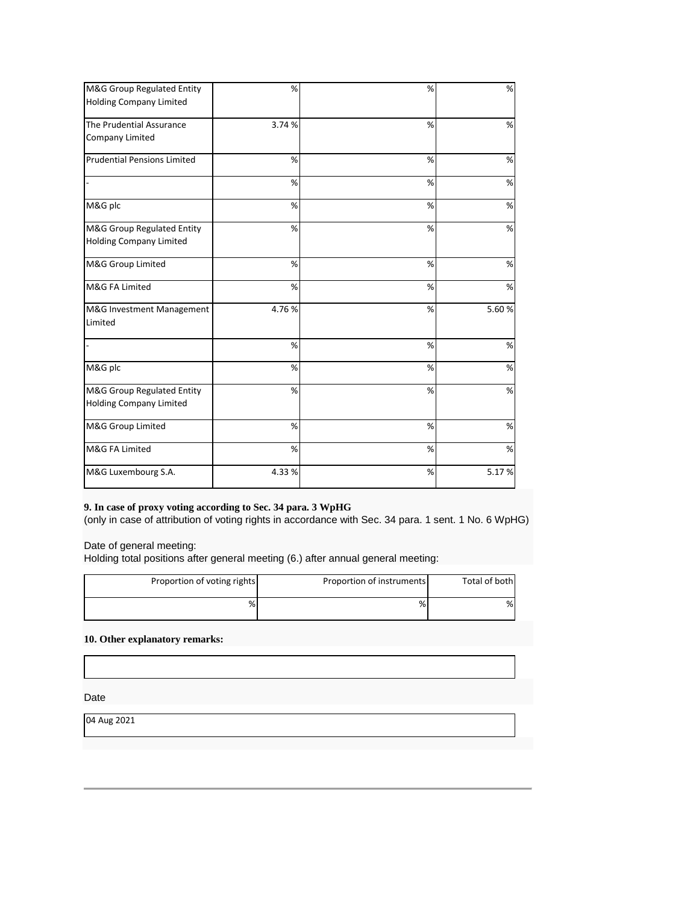| M&G Group Regulated Entity Holding Company Limited | % | % | % |
|---|---|---|---|
| The Prudential Assurance Company Limited | 3.74 % | % | % |
| Prudential Pensions Limited | % | % | % |
| - | % | % | % |
| M&G plc | % | % | % |
| M&G Group Regulated Entity Holding Company Limited | % | % | % |
| M&G Group Limited | % | % | % |
| M&G FA Limited | % | % | % |
| M&G Investment Management Limited | 4.76 % | % | 5.60 % |
| - | % | % | % |
| M&G plc | % | % | % |
| M&G Group Regulated Entity Holding Company Limited | % | % | % |
| M&G Group Limited | % | % | % |
| M&G FA Limited | % | % | % |
| M&G Luxembourg S.A. | 4.33 % | % | 5.17 % |

**9. In case of proxy voting according to Sec. 34 para. 3 WpHG**

(only in case of attribution of voting rights in accordance with Sec. 34 para. 1 sent. 1 No. 6 WpHG)

Date of general meeting:

Holding total positions after general meeting (6.) after annual general meeting:

| Proportion of voting rights | Proportion of instruments | Total of both |
|---|---|---|
| % | % | % |

**10. Other explanatory remarks:**

Date

04 Aug 2021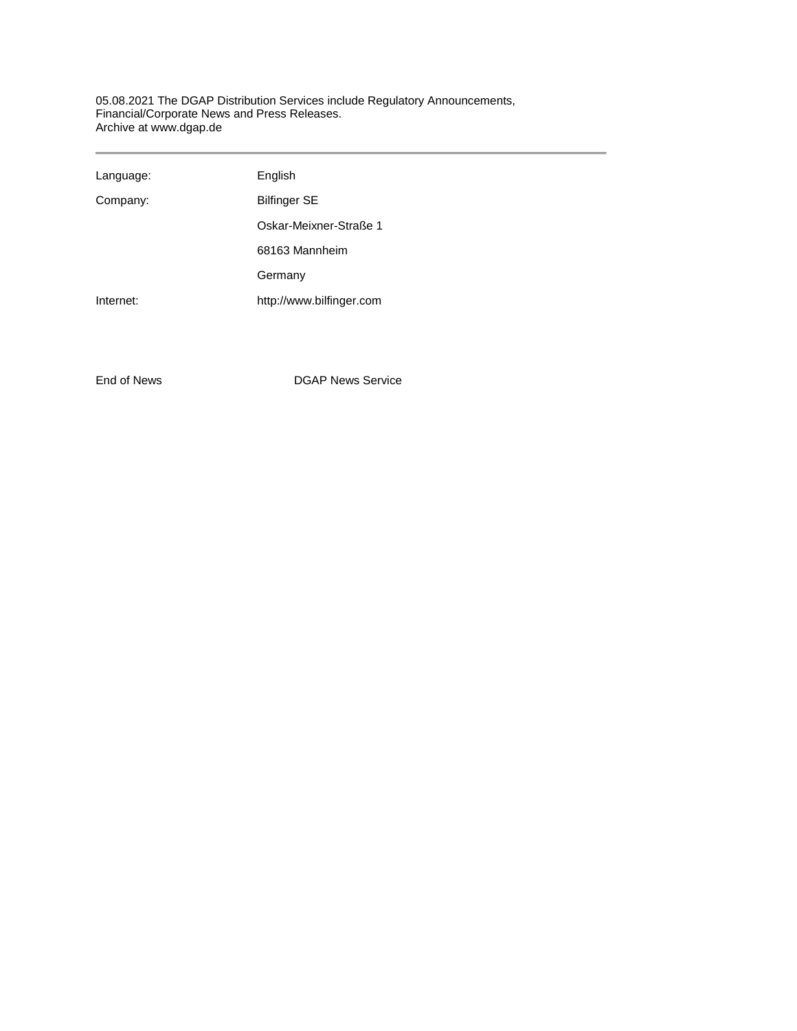05.08.2021 The DGAP Distribution Services include Regulatory Announcements, Financial/Corporate News and Press Releases.
Archive at www.dgap.de

---

| | |
|---|---|
| Language: | English |
| Company: | Bilfinger SE |
| | Oskar-Meixner-Straße 1 |
| | 68163 Mannheim |
| | Germany |
| Internet: | http://www.bilfinger.com |

End of News DGAP News Service